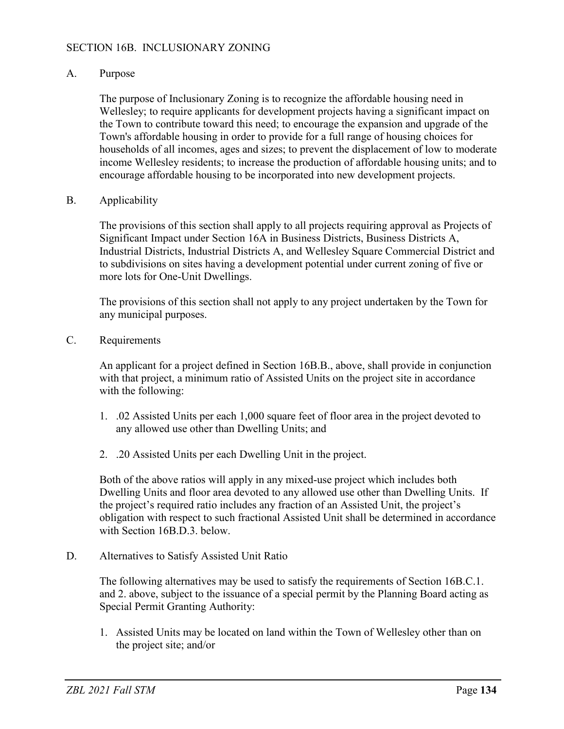# SECTION 16B. INCLUSIONARY ZONING

## A. Purpose

The purpose of Inclusionary Zoning is to recognize the affordable housing need in Wellesley; to require applicants for development projects having a significant impact on the Town to contribute toward this need; to encourage the expansion and upgrade of the Town's affordable housing in order to provide for a full range of housing choices for households of all incomes, ages and sizes; to prevent the displacement of low to moderate income Wellesley residents; to increase the production of affordable housing units; and to encourage affordable housing to be incorporated into new development projects.

## B. Applicability

The provisions of this section shall apply to all projects requiring approval as Projects of Significant Impact under Section 16A in Business Districts, Business Districts A, Industrial Districts, Industrial Districts A, and Wellesley Square Commercial District and to subdivisions on sites having a development potential under current zoning of five or more lots for One-Unit Dwellings.

The provisions of this section shall not apply to any project undertaken by the Town for any municipal purposes.

## C. Requirements

An applicant for a project defined in Section 16B.B., above, shall provide in conjunction with that project, a minimum ratio of Assisted Units on the project site in accordance with the following:

1. .02 Assisted Units per each 1,000 square feet of floor area in the project devoted to any allowed use other than Dwelling Units; and
2. .20 Assisted Units per each Dwelling Unit in the project.

Both of the above ratios will apply in any mixed-use project which includes both Dwelling Units and floor area devoted to any allowed use other than Dwelling Units. If the project's required ratio includes any fraction of an Assisted Unit, the project's obligation with respect to such fractional Assisted Unit shall be determined in accordance with Section 16B.D.3. below.

## D. Alternatives to Satisfy Assisted Unit Ratio

The following alternatives may be used to satisfy the requirements of Section 16B.C.1. and 2. above, subject to the issuance of a special permit by the Planning Board acting as Special Permit Granting Authority:

1. Assisted Units may be located on land within the Town of Wellesley other than on the project site; and/or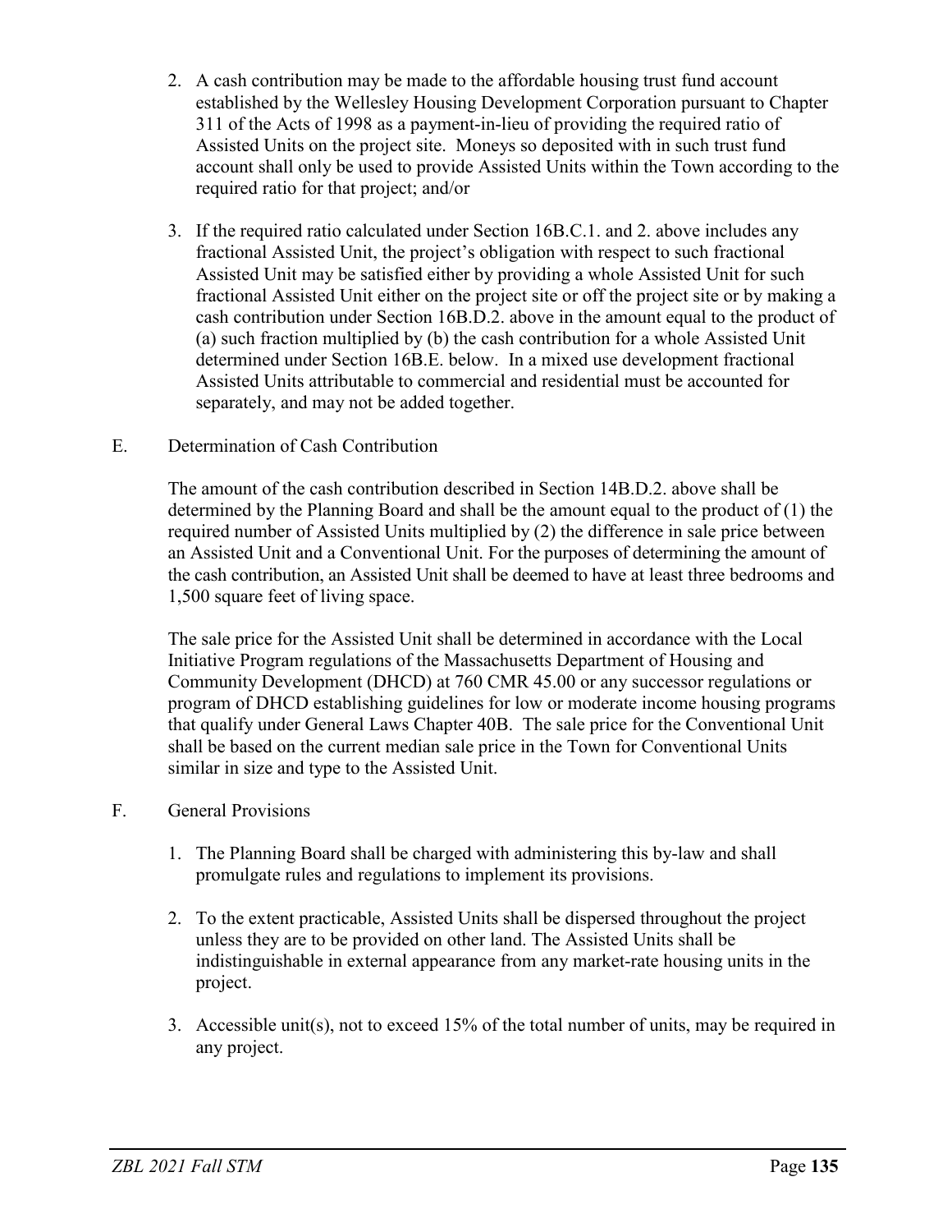2. A cash contribution may be made to the affordable housing trust fund account established by the Wellesley Housing Development Corporation pursuant to Chapter 311 of the Acts of 1998 as a payment-in-lieu of providing the required ratio of Assisted Units on the project site. Moneys so deposited with in such trust fund account shall only be used to provide Assisted Units within the Town according to the required ratio for that project; and/or

3. If the required ratio calculated under Section 16B.C.1. and 2. above includes any fractional Assisted Unit, the project's obligation with respect to such fractional Assisted Unit may be satisfied either by providing a whole Assisted Unit for such fractional Assisted Unit either on the project site or off the project site or by making a cash contribution under Section 16B.D.2. above in the amount equal to the product of (a) such fraction multiplied by (b) the cash contribution for a whole Assisted Unit determined under Section 16B.E. below. In a mixed use development fractional Assisted Units attributable to commercial and residential must be accounted for separately, and may not be added together.

E. Determination of Cash Contribution

The amount of the cash contribution described in Section 14B.D.2. above shall be determined by the Planning Board and shall be the amount equal to the product of (1) the required number of Assisted Units multiplied by (2) the difference in sale price between an Assisted Unit and a Conventional Unit. For the purposes of determining the amount of the cash contribution, an Assisted Unit shall be deemed to have at least three bedrooms and 1,500 square feet of living space.

The sale price for the Assisted Unit shall be determined in accordance with the Local Initiative Program regulations of the Massachusetts Department of Housing and Community Development (DHCD) at 760 CMR 45.00 or any successor regulations or program of DHCD establishing guidelines for low or moderate income housing programs that qualify under General Laws Chapter 40B. The sale price for the Conventional Unit shall be based on the current median sale price in the Town for Conventional Units similar in size and type to the Assisted Unit.

F. General Provisions

1. The Planning Board shall be charged with administering this by-law and shall promulgate rules and regulations to implement its provisions.

2. To the extent practicable, Assisted Units shall be dispersed throughout the project unless they are to be provided on other land. The Assisted Units shall be indistinguishable in external appearance from any market-rate housing units in the project.

3. Accessible unit(s), not to exceed 15% of the total number of units, may be required in any project.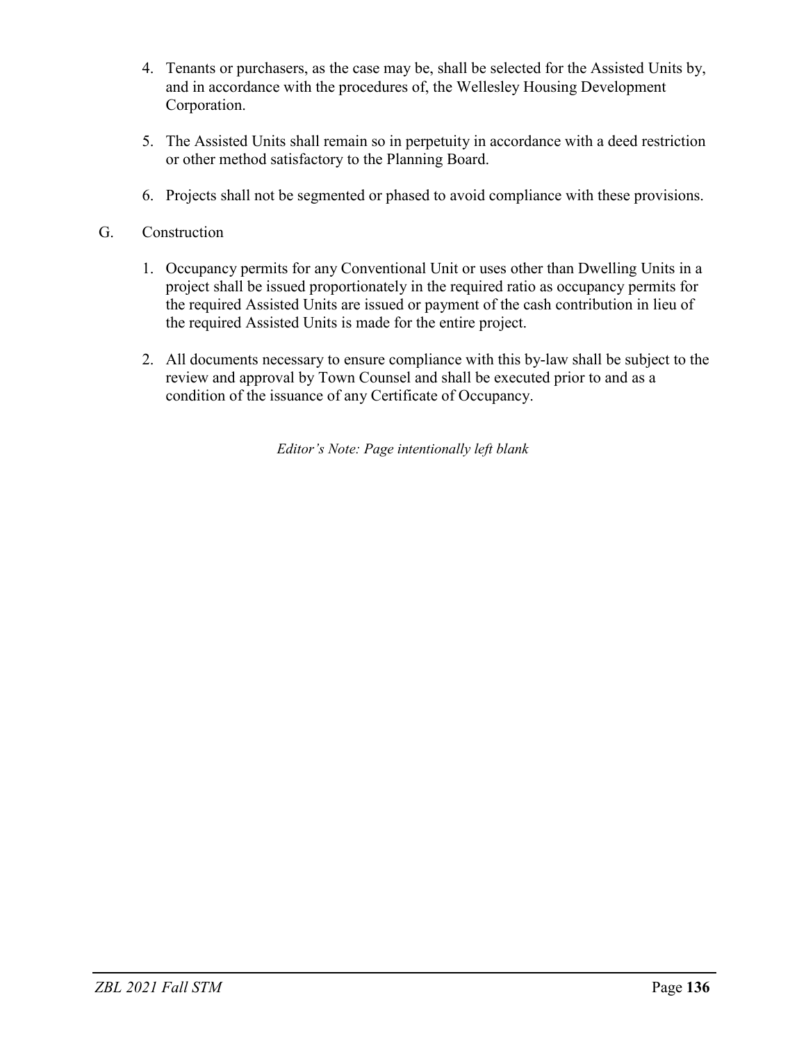4. Tenants or purchasers, as the case may be, shall be selected for the Assisted Units by, and in accordance with the procedures of, the Wellesley Housing Development Corporation.

5. The Assisted Units shall remain so in perpetuity in accordance with a deed restriction or other method satisfactory to the Planning Board.

6. Projects shall not be segmented or phased to avoid compliance with these provisions.

G. Construction

1. Occupancy permits for any Conventional Unit or uses other than Dwelling Units in a project shall be issued proportionately in the required ratio as occupancy permits for the required Assisted Units are issued or payment of the cash contribution in lieu of the required Assisted Units is made for the entire project.

2. All documents necessary to ensure compliance with this by-law shall be subject to the review and approval by Town Counsel and shall be executed prior to and as a condition of the issuance of any Certificate of Occupancy.

*Editor's Note: Page intentionally left blank*